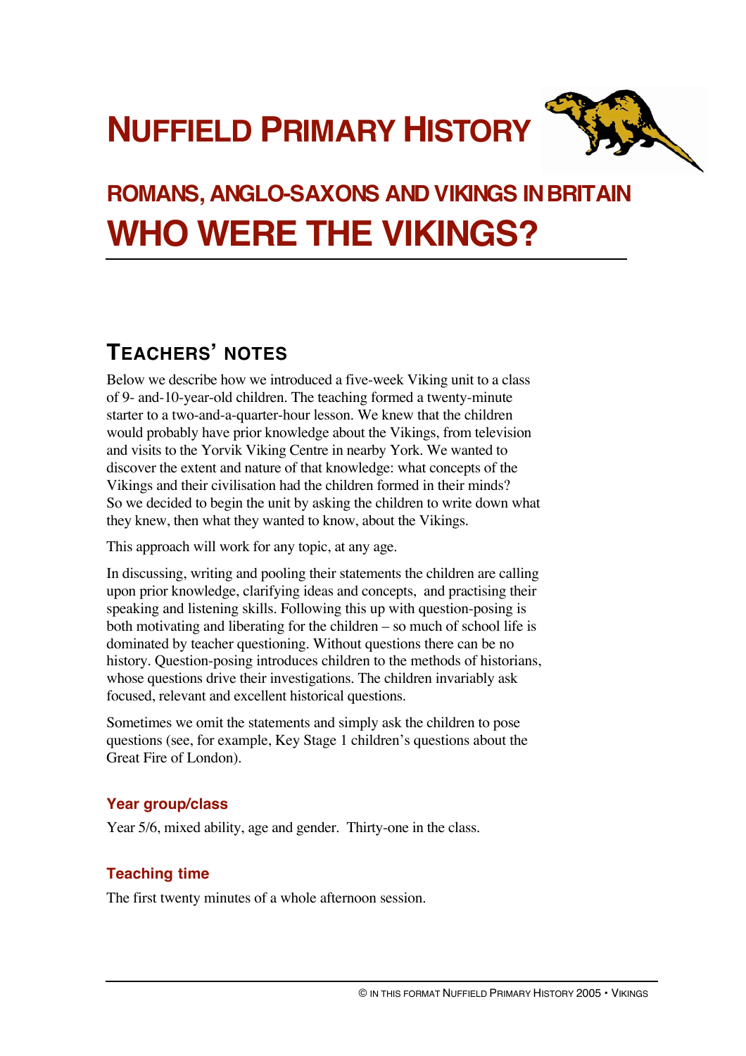# NUFFIELD PRIMARY HISTORY

## ROMANS, ANGLO-SAXONS AND VIKINGS IN BRITAIN

# WHO WERE THE VIKINGS?

## TEACHERS' NOTES

Below we describe how we introduced a five-week Viking unit to a class of 9- and-10-year-old children. The teaching formed a twenty-minute starter to a two-and-a-quarter-hour lesson. We knew that the children would probably have prior knowledge about the Vikings, from television and visits to the Yorvik Viking Centre in nearby York. We wanted to discover the extent and nature of that knowledge: what concepts of the Vikings and their civilisation had the children formed in their minds? So we decided to begin the unit by asking the children to write down what they knew, then what they wanted to know, about the Vikings.

This approach will work for any topic, at any age.

In discussing, writing and pooling their statements the children are calling upon prior knowledge, clarifying ideas and concepts, and practising their speaking and listening skills. Following this up with question-posing is both motivating and liberating for the children – so much of school life is dominated by teacher questioning. Without questions there can be no history. Question-posing introduces children to the methods of historians, whose questions drive their investigations. The children invariably ask focused, relevant and excellent historical questions.

Sometimes we omit the statements and simply ask the children to pose questions (see, for example, Key Stage 1 children's questions about the Great Fire of London).

### Year group/class

Year 5/6, mixed ability, age and gender. Thirty-one in the class.

### Teaching time

The first twenty minutes of a whole afternoon session.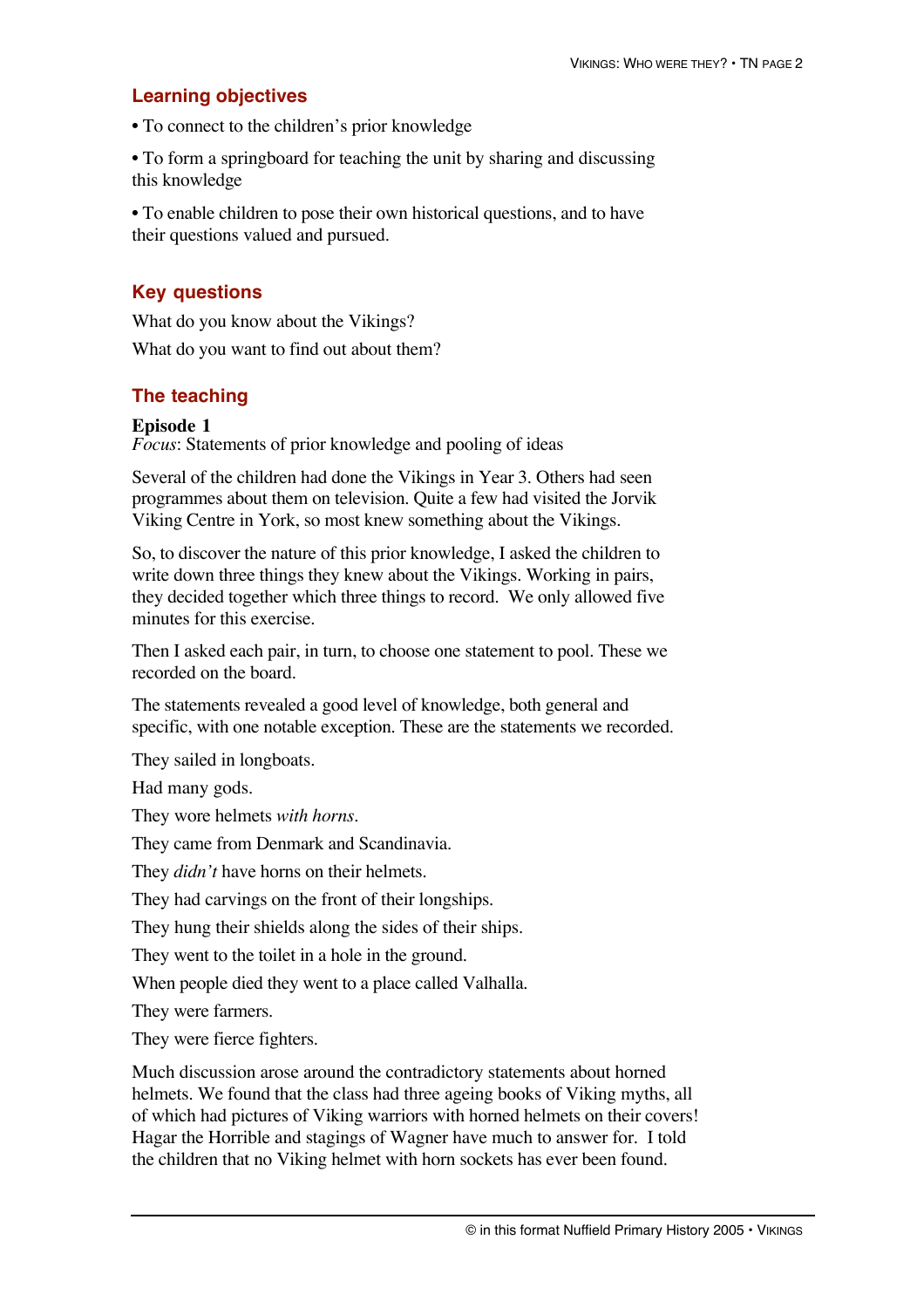## Learning objectives

- To connect to the children's prior knowledge
- To form a springboard for teaching the unit by sharing and discussing this knowledge
- To enable children to pose their own historical questions, and to have their questions valued and pursued.

## Key questions

What do you know about the Vikings?

What do you want to find out about them?

## The teaching

**Episode 1**
*Focus*: Statements of prior knowledge and pooling of ideas

Several of the children had done the Vikings in Year 3. Others had seen programmes about them on television. Quite a few had visited the Jorvik Viking Centre in York, so most knew something about the Vikings.

So, to discover the nature of this prior knowledge, I asked the children to write down three things they knew about the Vikings. Working in pairs, they decided together which three things to record. We only allowed five minutes for this exercise.

Then I asked each pair, in turn, to choose one statement to pool. These we recorded on the board.

The statements revealed a good level of knowledge, both general and specific, with one notable exception. These are the statements we recorded.

They sailed in longboats.

Had many gods.

They wore helmets *with horns*.

They came from Denmark and Scandinavia.

They *didn't* have horns on their helmets.

They had carvings on the front of their longships.

They hung their shields along the sides of their ships.

They went to the toilet in a hole in the ground.

When people died they went to a place called Valhalla.

They were farmers.

They were fierce fighters.

Much discussion arose around the contradictory statements about horned helmets. We found that the class had three ageing books of Viking myths, all of which had pictures of Viking warriors with horned helmets on their covers! Hagar the Horrible and stagings of Wagner have much to answer for. I told the children that no Viking helmet with horn sockets has ever been found.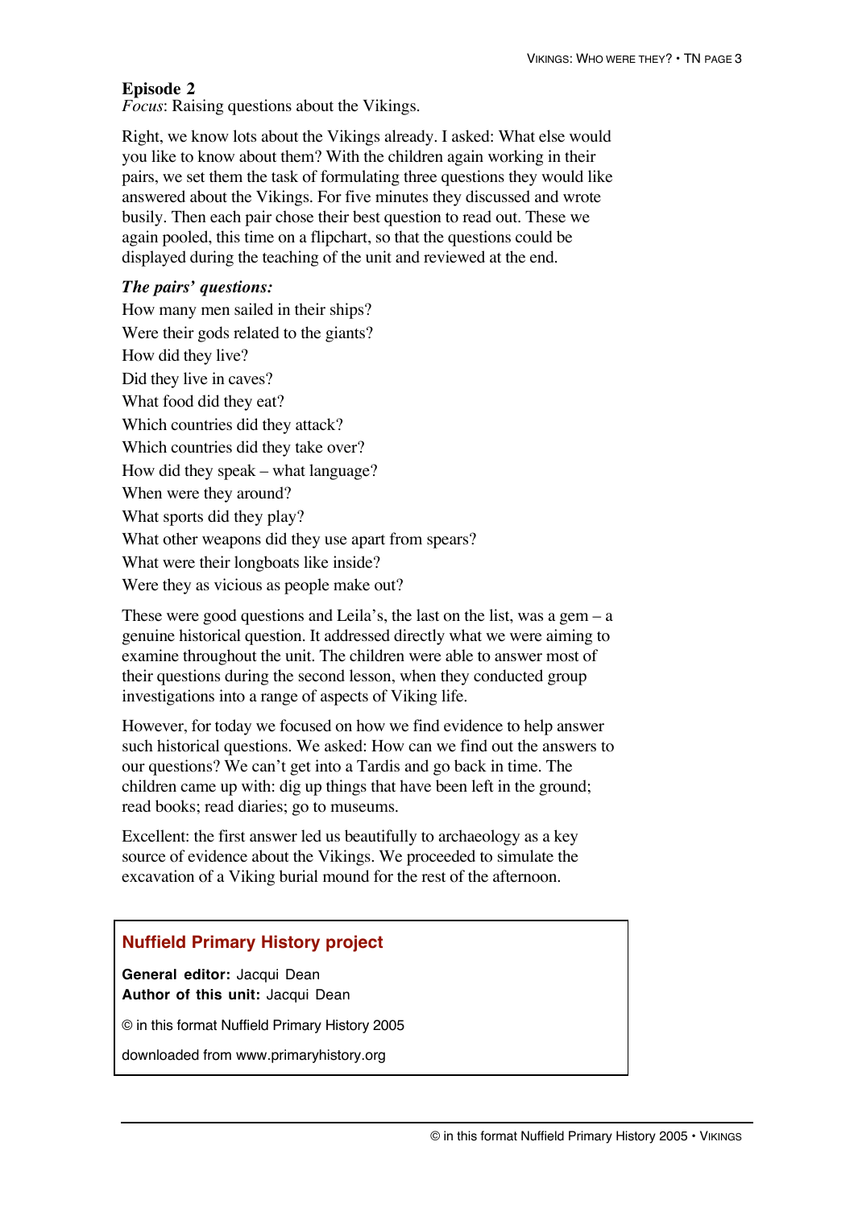## Episode 2

*Focus*: Raising questions about the Vikings.

Right, we know lots about the Vikings already. I asked: What else would you like to know about them? With the children again working in their pairs, we set them the task of formulating three questions they would like answered about the Vikings. For five minutes they discussed and wrote busily. Then each pair chose their best question to read out. These we again pooled, this time on a flipchart, so that the questions could be displayed during the teaching of the unit and reviewed at the end.

***The pairs' questions:***

How many men sailed in their ships?
Were their gods related to the giants?
How did they live?
Did they live in caves?
What food did they eat?
Which countries did they attack?
Which countries did they take over?
How did they speak – what language?
When were they around?
What sports did they play?
What other weapons did they use apart from spears?
What were their longboats like inside?
Were they as vicious as people make out?

These were good questions and Leila's, the last on the list, was a gem – a genuine historical question. It addressed directly what we were aiming to examine throughout the unit. The children were able to answer most of their questions during the second lesson, when they conducted group investigations into a range of aspects of Viking life.

However, for today we focused on how we find evidence to help answer such historical questions. We asked: How can we find out the answers to our questions? We can't get into a Tardis and go back in time. The children came up with: dig up things that have been left in the ground; read books; read diaries; go to museums.

Excellent: the first answer led us beautifully to archaeology as a key source of evidence about the Vikings. We proceeded to simulate the excavation of a Viking burial mound for the rest of the afternoon.

---

**Nuffield Primary History project**

**General editor:** Jacqui Dean
**Author of this unit:** Jacqui Dean

© in this format Nuffield Primary History 2005

downloaded from www.primaryhistory.org